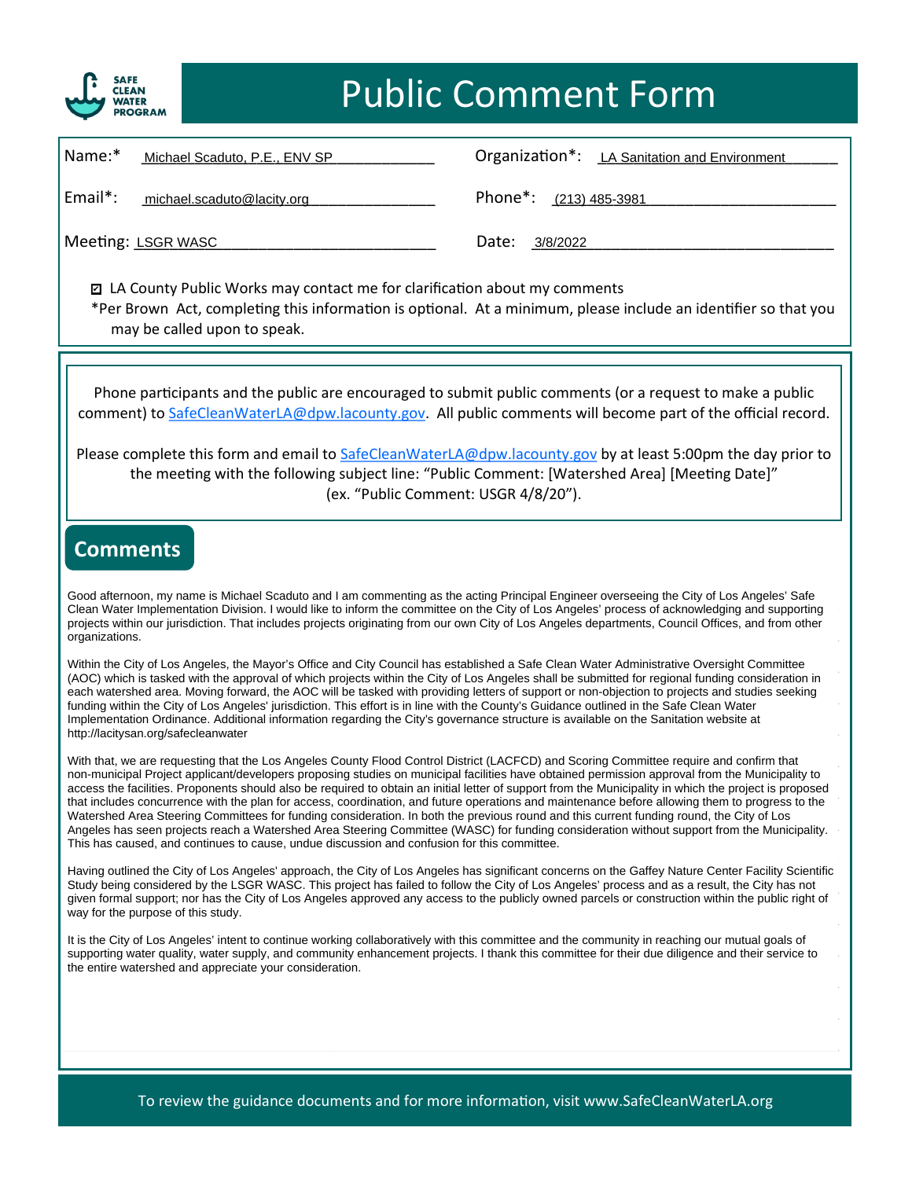# Public Comment Form

SAFE CLEAN WATER PROGRAM

Name:* Michael Scaduto, P.E., ENV SP

Organization*: LA Sanitation and Environment

Email*: michael.scaduto@lacity.org

Phone*: (213) 485-3981

Meeting: LSGR WASC

Date: 3/8/2022

☑ LA County Public Works may contact me for clarification about my comments

*Per Brown Act, completing this information is optional. At a minimum, please include an identifier so that you may be called upon to speak.

Phone participants and the public are encouraged to submit public comments (or a request to make a public comment) to SafeCleanWaterLA@dpw.lacounty.gov. All public comments will become part of the official record.

Please complete this form and email to SafeCleanWaterLA@dpw.lacounty.gov by at least 5:00pm the day prior to the meeting with the following subject line: "Public Comment: [Watershed Area] [Meeting Date]" (ex. "Public Comment: USGR 4/8/20").

## Comments

Good afternoon, my name is Michael Scaduto and I am commenting as the acting Principal Engineer overseeing the City of Los Angeles' Safe Clean Water Implementation Division. I would like to inform the committee on the City of Los Angeles' process of acknowledging and supporting projects within our jurisdiction. That includes projects originating from our own City of Los Angeles departments, Council Offices, and from other organizations.

Within the City of Los Angeles, the Mayor's Office and City Council has established a Safe Clean Water Administrative Oversight Committee (AOC) which is tasked with the approval of which projects within the City of Los Angeles shall be submitted for regional funding consideration in each watershed area. Moving forward, the AOC will be tasked with providing letters of support or non-objection to projects and studies seeking funding within the City of Los Angeles' jurisdiction. This effort is in line with the County's Guidance outlined in the Safe Clean Water Implementation Ordinance. Additional information regarding the City's governance structure is available on the Sanitation website at http://lacitysan.org/safecleanwater

With that, we are requesting that the Los Angeles County Flood Control District (LACFCD) and Scoring Committee require and confirm that non-municipal Project applicant/developers proposing studies on municipal facilities have obtained permission approval from the Municipality to access the facilities. Proponents should also be required to obtain an initial letter of support from the Municipality in which the project is proposed that includes concurrence with the plan for access, coordination, and future operations and maintenance before allowing them to progress to the Watershed Area Steering Committees for funding consideration. In both the previous round and this current funding round, the City of Los Angeles has seen projects reach a Watershed Area Steering Committee (WASC) for funding consideration without support from the Municipality. This has caused, and continues to cause, undue discussion and confusion for this committee.

Having outlined the City of Los Angeles' approach, the City of Los Angeles has significant concerns on the Gaffey Nature Center Facility Scientific Study being considered by the LSGR WASC. This project has failed to follow the City of Los Angeles' process and as a result, the City has not given formal support; nor has the City of Los Angeles approved any access to the publicly owned parcels or construction within the public right of way for the purpose of this study.

It is the City of Los Angeles' intent to continue working collaboratively with this committee and the community in reaching our mutual goals of supporting water quality, water supply, and community enhancement projects. I thank this committee for their due diligence and their service to the entire watershed and appreciate your consideration.

To review the guidance documents and for more information, visit www.SafeCleanWaterLA.org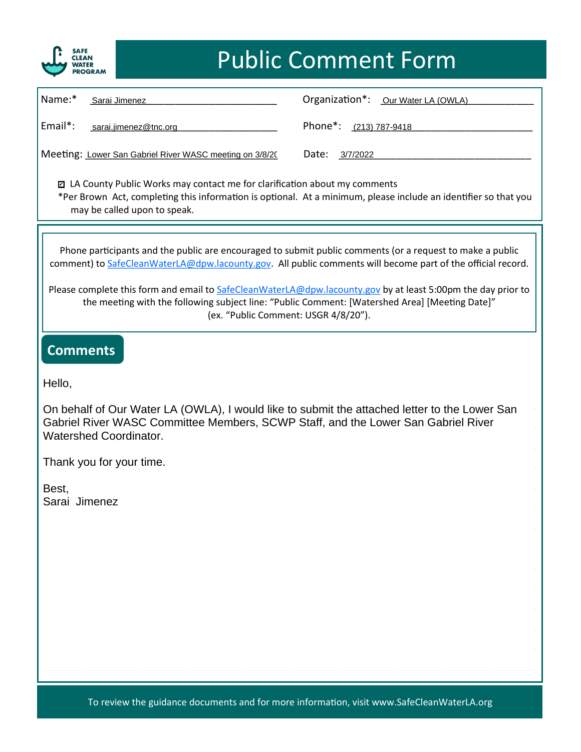# Public Comment Form

SAFE CLEAN WATER PROGRAM

Name:* Sarai Jimenez

Organization*: Our Water LA (OWLA)

Email*: sarai.jimenez@tnc.org

Phone*: (213) 787-9418

Meeting: Lower San Gabriel River WASC meeting on 3/8/20

Date: 3/7/2022

☑ LA County Public Works may contact me for clarification about my comments

*Per Brown Act, completing this information is optional. At a minimum, please include an identifier so that you may be called upon to speak.

Phone participants and the public are encouraged to submit public comments (or a request to make a public comment) to SafeCleanWaterLA@dpw.lacounty.gov. All public comments will become part of the official record.

Please complete this form and email to SafeCleanWaterLA@dpw.lacounty.gov by at least 5:00pm the day prior to the meeting with the following subject line: "Public Comment: [Watershed Area] [Meeting Date]" (ex. "Public Comment: USGR 4/8/20").

## Comments

Hello,

On behalf of Our Water LA (OWLA), I would like to submit the attached letter to the Lower San Gabriel River WASC Committee Members, SCWP Staff, and the Lower San Gabriel River Watershed Coordinator.

Thank you for your time.

Best,
Sarai Jimenez

To review the guidance documents and for more information, visit www.SafeCleanWaterLA.org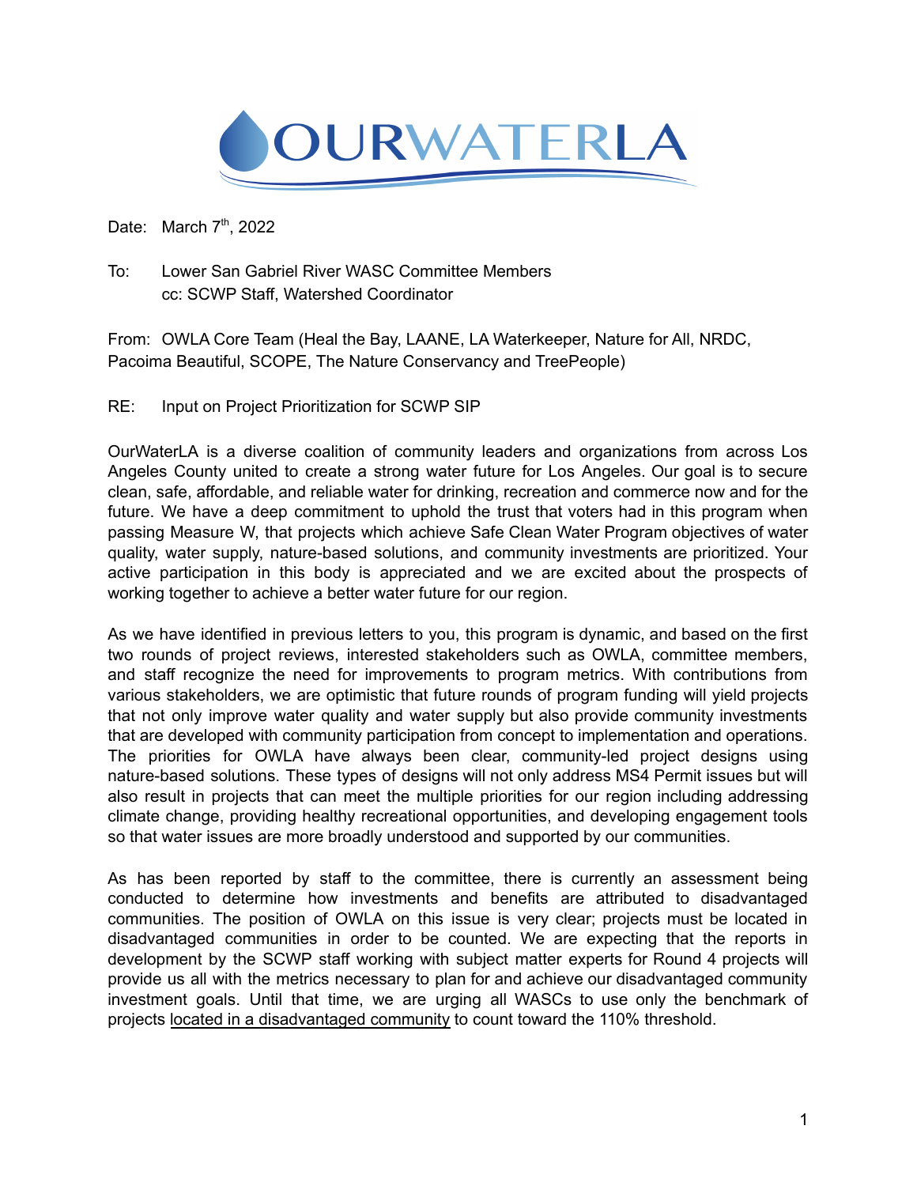# OURWATERLA

Date: March 7th, 2022

To: Lower San Gabriel River WASC Committee Members
cc: SCWP Staff, Watershed Coordinator

From: OWLA Core Team (Heal the Bay, LAANE, LA Waterkeeper, Nature for All, NRDC, Pacoima Beautiful, SCOPE, The Nature Conservancy and TreePeople)

RE: Input on Project Prioritization for SCWP SIP

OurWaterLA is a diverse coalition of community leaders and organizations from across Los Angeles County united to create a strong water future for Los Angeles. Our goal is to secure clean, safe, affordable, and reliable water for drinking, recreation and commerce now and for the future. We have a deep commitment to uphold the trust that voters had in this program when passing Measure W, that projects which achieve Safe Clean Water Program objectives of water quality, water supply, nature-based solutions, and community investments are prioritized. Your active participation in this body is appreciated and we are excited about the prospects of working together to achieve a better water future for our region.

As we have identified in previous letters to you, this program is dynamic, and based on the first two rounds of project reviews, interested stakeholders such as OWLA, committee members, and staff recognize the need for improvements to program metrics. With contributions from various stakeholders, we are optimistic that future rounds of program funding will yield projects that not only improve water quality and water supply but also provide community investments that are developed with community participation from concept to implementation and operations. The priorities for OWLA have always been clear, community-led project designs using nature-based solutions. These types of designs will not only address MS4 Permit issues but will also result in projects that can meet the multiple priorities for our region including addressing climate change, providing healthy recreational opportunities, and developing engagement tools so that water issues are more broadly understood and supported by our communities.

As has been reported by staff to the committee, there is currently an assessment being conducted to determine how investments and benefits are attributed to disadvantaged communities. The position of OWLA on this issue is very clear; projects must be located in disadvantaged communities in order to be counted. We are expecting that the reports in development by the SCWP staff working with subject matter experts for Round 4 projects will provide us all with the metrics necessary to plan for and achieve our disadvantaged community investment goals. Until that time, we are urging all WASCs to use only the benchmark of projects <u>located in a disadvantaged community</u> to count toward the 110% threshold.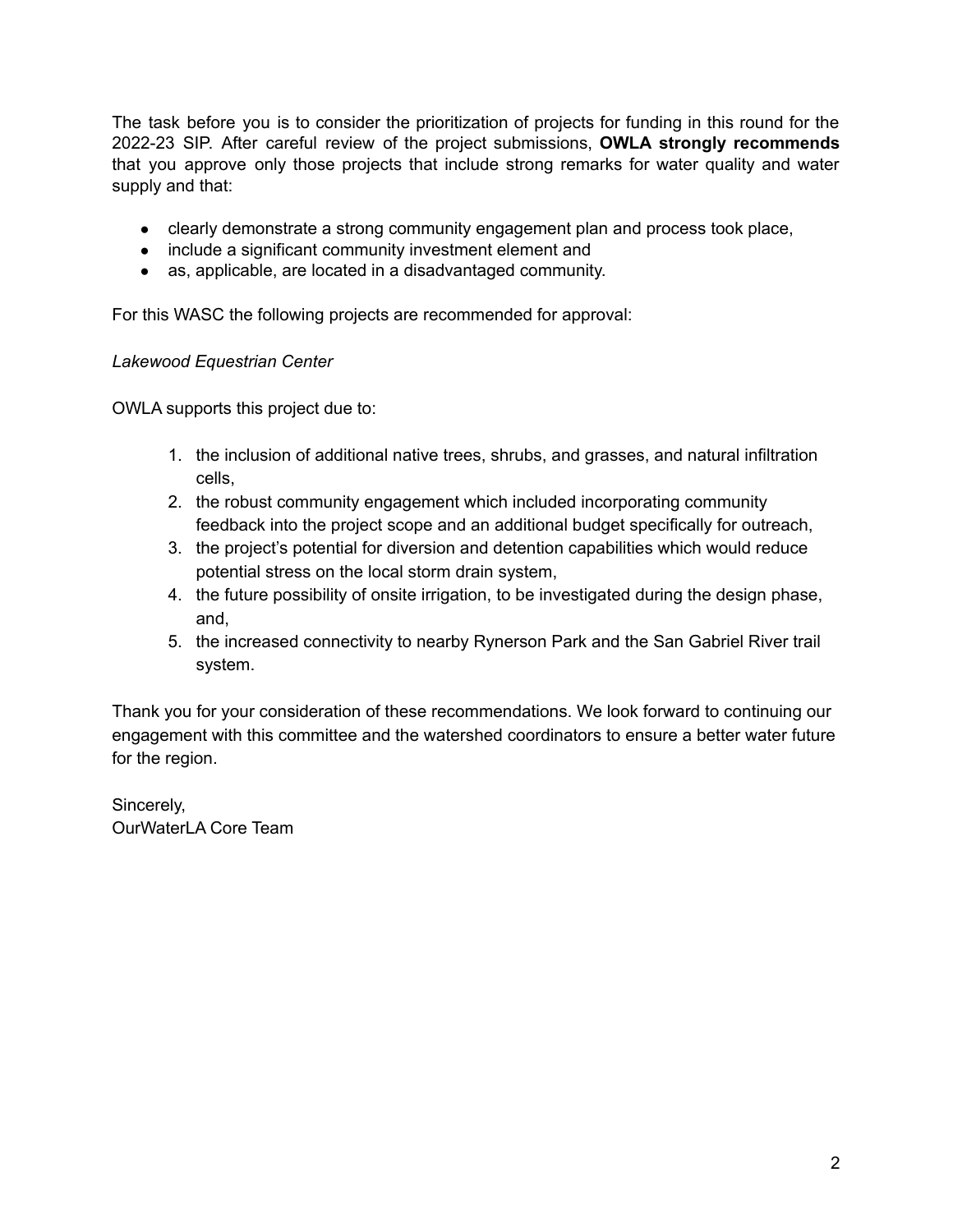The task before you is to consider the prioritization of projects for funding in this round for the 2022-23 SIP. After careful review of the project submissions, **OWLA strongly recommends** that you approve only those projects that include strong remarks for water quality and water supply and that:

- clearly demonstrate a strong community engagement plan and process took place,
- include a significant community investment element and
- as, applicable, are located in a disadvantaged community.

For this WASC the following projects are recommended for approval:

*Lakewood Equestrian Center*

OWLA supports this project due to:

1. the inclusion of additional native trees, shrubs, and grasses, and natural infiltration cells,
2. the robust community engagement which included incorporating community feedback into the project scope and an additional budget specifically for outreach,
3. the project's potential for diversion and detention capabilities which would reduce potential stress on the local storm drain system,
4. the future possibility of onsite irrigation, to be investigated during the design phase, and,
5. the increased connectivity to nearby Rynerson Park and the San Gabriel River trail system.

Thank you for your consideration of these recommendations. We look forward to continuing our engagement with this committee and the watershed coordinators to ensure a better water future for the region.

Sincerely,
OurWaterLA Core Team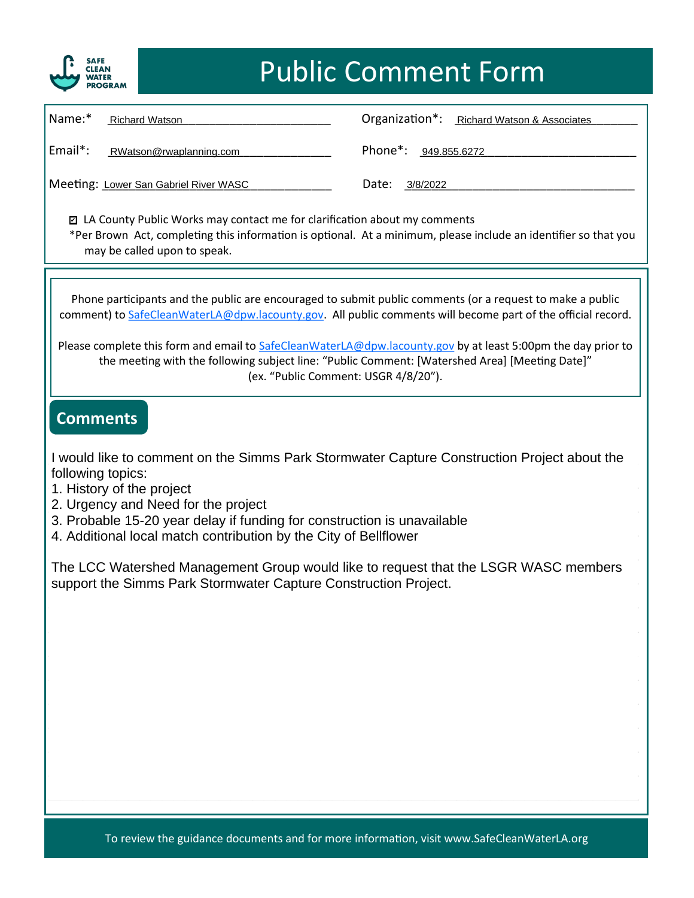# Public Comment Form

SAFE CLEAN WATER PROGRAM

Name:* Richard Watson

Organization*: Richard Watson & Associates

Email*: RWatson@rwaplanning.com

Phone*: 949.855.6272

Meeting: Lower San Gabriel River WASC

Date: 3/8/2022

☑ LA County Public Works may contact me for clarification about my comments

*Per Brown Act, completing this information is optional. At a minimum, please include an identifier so that you may be called upon to speak.

Phone participants and the public are encouraged to submit public comments (or a request to make a public comment) to SafeCleanWaterLA@dpw.lacounty.gov. All public comments will become part of the official record.

Please complete this form and email to SafeCleanWaterLA@dpw.lacounty.gov by at least 5:00pm the day prior to the meeting with the following subject line: "Public Comment: [Watershed Area] [Meeting Date]" (ex. "Public Comment: USGR 4/8/20").

## Comments

I would like to comment on the Simms Park Stormwater Capture Construction Project about the following topics:

1. History of the project
2. Urgency and Need for the project
3. Probable 15-20 year delay if funding for construction is unavailable
4. Additional local match contribution by the City of Bellflower

The LCC Watershed Management Group would like to request that the LSGR WASC members support the Simms Park Stormwater Capture Construction Project.

To review the guidance documents and for more information, visit www.SafeCleanWaterLA.org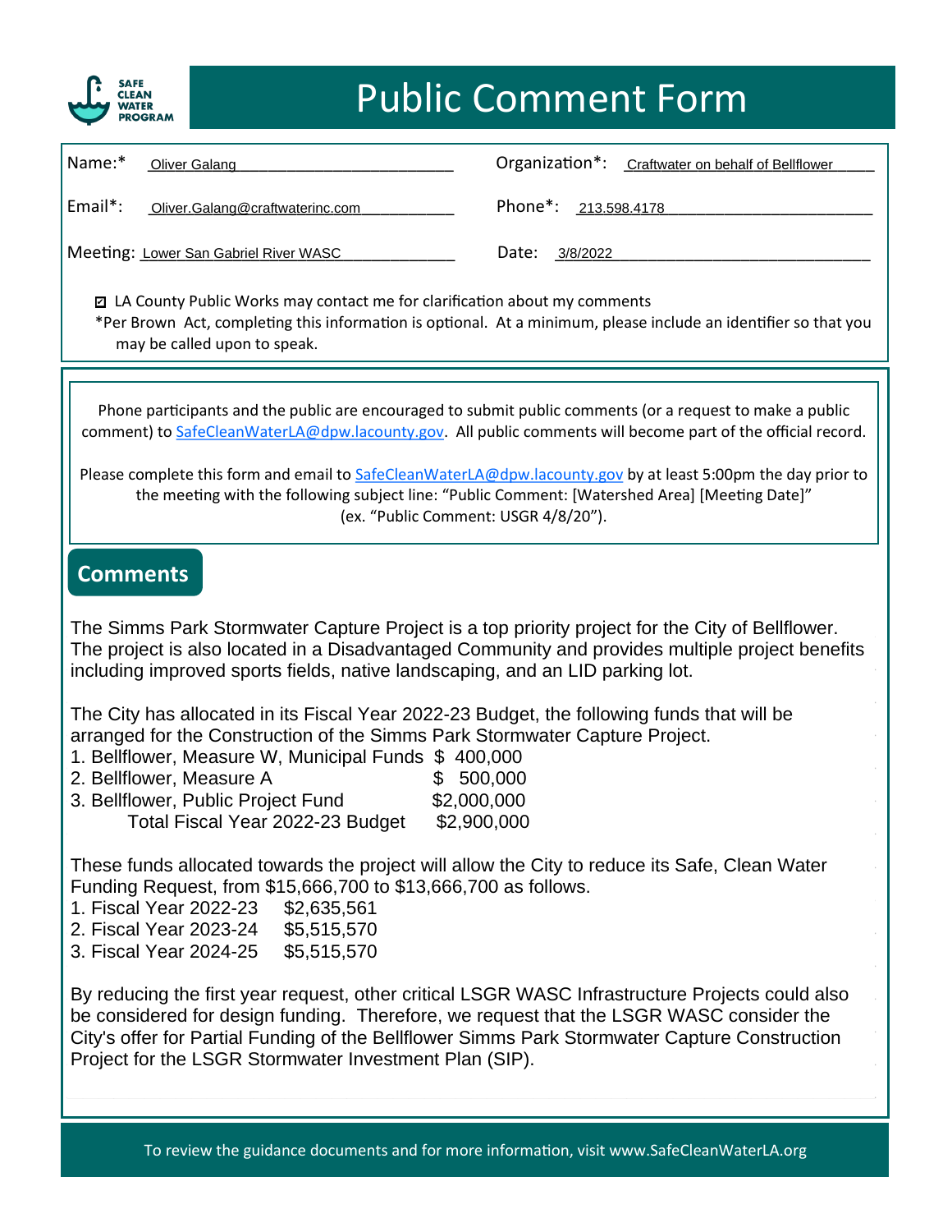# Public Comment Form

SAFE CLEAN WATER PROGRAM

Name:* Oliver Galang

Organization*: Craftwater on behalf of Bellflower

Email*: Oliver.Galang@craftwaterinc.com

Phone*: 213.598.4178

Meeting: Lower San Gabriel River WASC

Date: 3/8/2022

☑ LA County Public Works may contact me for clarification about my comments

*Per Brown Act, completing this information is optional. At a minimum, please include an identifier so that you may be called upon to speak.

Phone participants and the public are encouraged to submit public comments (or a request to make a public comment) to SafeCleanWaterLA@dpw.lacounty.gov. All public comments will become part of the official record.

Please complete this form and email to SafeCleanWaterLA@dpw.lacounty.gov by at least 5:00pm the day prior to the meeting with the following subject line: "Public Comment: [Watershed Area] [Meeting Date]" (ex. "Public Comment: USGR 4/8/20").

## Comments

The Simms Park Stormwater Capture Project is a top priority project for the City of Bellflower. The project is also located in a Disadvantaged Community and provides multiple project benefits including improved sports fields, native landscaping, and an LID parking lot.

The City has allocated in its Fiscal Year 2022-23 Budget, the following funds that will be arranged for the Construction of the Simms Park Stormwater Capture Project.

1. Bellflower, Measure W, Municipal Funds $ 400,000
2. Bellflower, Measure A $ 500,000
3. Bellflower, Public Project Fund $2,000,000

Total Fiscal Year 2022-23 Budget $2,900,000

These funds allocated towards the project will allow the City to reduce its Safe, Clean Water Funding Request, from $15,666,700 to $13,666,700 as follows.

1. Fiscal Year 2022-23 $2,635,561
2. Fiscal Year 2023-24 $5,515,570
3. Fiscal Year 2024-25 $5,515,570

By reducing the first year request, other critical LSGR WASC Infrastructure Projects could also be considered for design funding. Therefore, we request that the LSGR WASC consider the City's offer for Partial Funding of the Bellflower Simms Park Stormwater Capture Construction Project for the LSGR Stormwater Investment Plan (SIP).

To review the guidance documents and for more information, visit www.SafeCleanWaterLA.org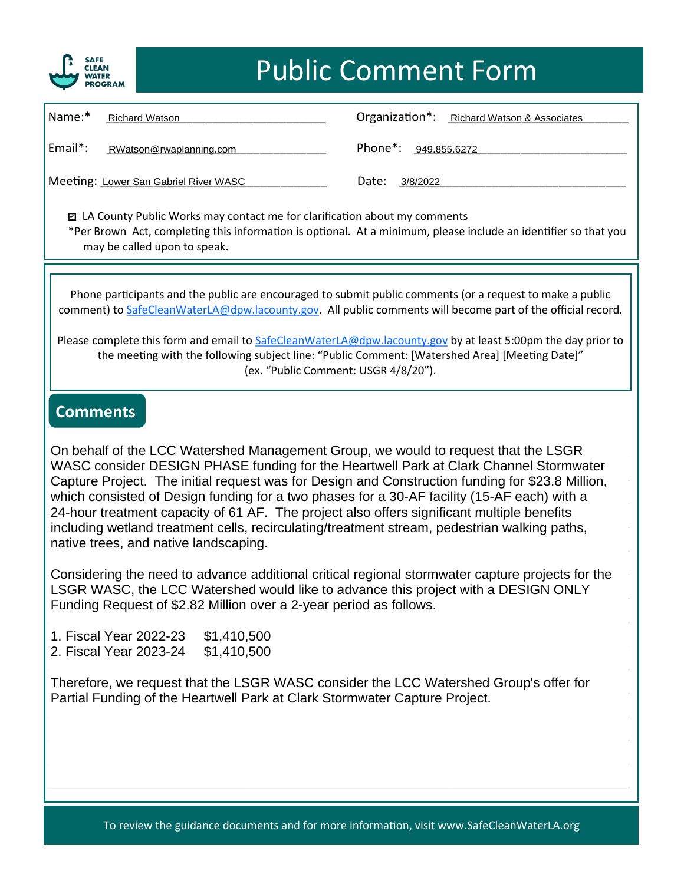SAFE CLEAN WATER PROGRAM

# Public Comment Form

Name:* Richard Watson

Organization*: Richard Watson & Associates

Email*: RWatson@rwaplanning.com

Phone*: 949.855.6272

Meeting: Lower San Gabriel River WASC

Date: 3/8/2022

☑ LA County Public Works may contact me for clarification about my comments

*Per Brown Act, completing this information is optional. At a minimum, please include an identifier so that you may be called upon to speak.

Phone participants and the public are encouraged to submit public comments (or a request to make a public comment) to SafeCleanWaterLA@dpw.lacounty.gov. All public comments will become part of the official record.

Please complete this form and email to SafeCleanWaterLA@dpw.lacounty.gov by at least 5:00pm the day prior to the meeting with the following subject line: "Public Comment: [Watershed Area] [Meeting Date]" (ex. "Public Comment: USGR 4/8/20").

## Comments

On behalf of the LCC Watershed Management Group, we would to request that the LSGR WASC consider DESIGN PHASE funding for the Heartwell Park at Clark Channel Stormwater Capture Project. The initial request was for Design and Construction funding for $23.8 Million, which consisted of Design funding for a two phases for a 30-AF facility (15-AF each) with a 24-hour treatment capacity of 61 AF. The project also offers significant multiple benefits including wetland treatment cells, recirculating/treatment stream, pedestrian walking paths, native trees, and native landscaping.

Considering the need to advance additional critical regional stormwater capture projects for the LSGR WASC, the LCC Watershed would like to advance this project with a DESIGN ONLY Funding Request of $2.82 Million over a 2-year period as follows.

1. Fiscal Year 2022-23 $1,410,500
2. Fiscal Year 2023-24 $1,410,500

Therefore, we request that the LSGR WASC consider the LCC Watershed Group's offer for Partial Funding of the Heartwell Park at Clark Stormwater Capture Project.

To review the guidance documents and for more information, visit www.SafeCleanWaterLA.org